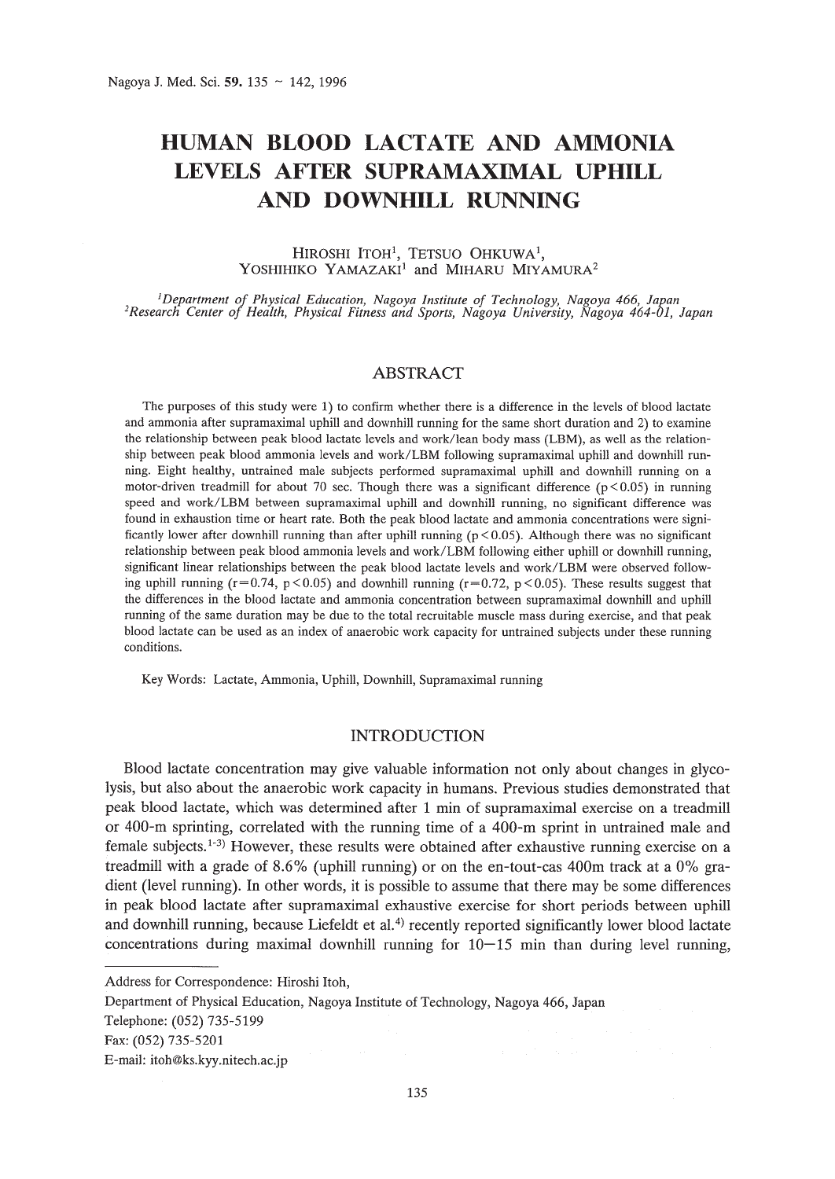# HUMAN BLOOD LACTATE AND AMMONIA LEVELS AFTER SUPRAMAXIMAL UPHILL AND DOWNHILL RUNNING

HIROSHI ITOH[1], TETSUO OHKUWA[1], YOSHIHIKO YAMAZAKI[1] and MIHARU MIYAMURA[2]

[1]*Department of Physical Education, Nagoya Institute of Technology, Nagoya 466, Japan*
[2]*Research Center of Health, Physical Fitness and Sports, Nagoya University, Nagoya 464-01, Japan*

## ABSTRACT

The purposes of this study were 1) to confirm whether there is a difference in the levels of blood lactate and ammonia after supramaximal uphill and downhill running for the same short duration and 2) to examine the relationship between peak blood lactate levels and work/lean body mass (LBM), as well as the relationship between peak blood ammonia levels and work/LBM following supramaximal uphill and downhill running. Eight healthy, untrained male subjects performed supramaximal uphill and downhill running on a motor-driven treadmill for about 70 sec. Though there was a significant difference ($p < 0.05$) in running speed and work/LBM between supramaximal uphill and downhill running, no significant difference was found in exhaustion time or heart rate. Both the peak blood lactate and ammonia concentrations were significantly lower after downhill running than after uphill running ($p < 0.05$). Although there was no significant relationship between peak blood ammonia levels and work/LBM following either uphill or downhill running, significant linear relationships between the peak blood lactate levels and work/LBM were observed following uphill running ($r = 0.74$, $p < 0.05$) and downhill running ($r = 0.72$, $p < 0.05$). These results suggest that the differences in the blood lactate and ammonia concentration between supramaximal downhill and uphill running of the same duration may be due to the total recruitable muscle mass during exercise, and that peak blood lactate can be used as an index of anaerobic work capacity for untrained subjects under these running conditions.

Key Words: Lactate, Ammonia, Uphill, Downhill, Supramaximal running

## INTRODUCTION

Blood lactate concentration may give valuable information not only about changes in glycolysis, but also about the anaerobic work capacity in humans. Previous studies demonstrated that peak blood lactate, which was determined after 1 min of supramaximal exercise on a treadmill or 400-m sprinting, correlated with the running time of a 400-m sprint in untrained male and female subjects.[1-3] However, these results were obtained after exhaustive running exercise on a treadmill with a grade of 8.6% (uphill running) or on the en-tout-cas 400m track at a 0% gradient (level running). In other words, it is possible to assume that there may be some differences in peak blood lactate after supramaximal exhaustive exercise for short periods between uphill and downhill running, because Liefeldt et al.[4] recently reported significantly lower blood lactate concentrations during maximal downhill running for 10–15 min than during level running,

---

Address for Correspondence: Hiroshi Itoh,
Department of Physical Education, Nagoya Institute of Technology, Nagoya 466, Japan
Telephone: (052) 735-5199
Fax: (052) 735-5201
E-mail: itoh@ks.kyy.nitech.ac.jp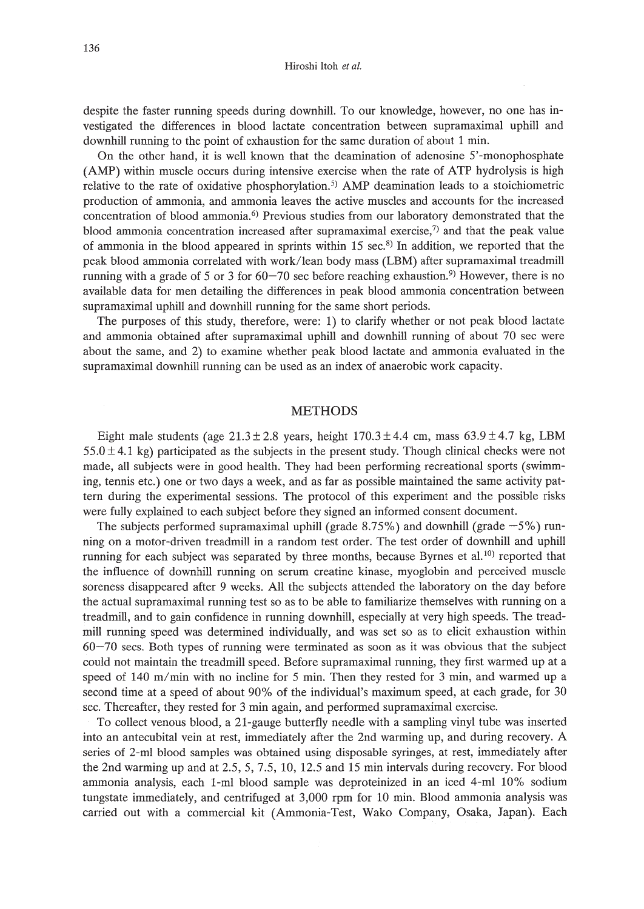despite the faster running speeds during downhill. To our knowledge, however, no one has investigated the differences in blood lactate concentration between supramaximal uphill and downhill running to the point of exhaustion for the same duration of about 1 min.

On the other hand, it is well known that the deamination of adenosine 5'-monophosphate (AMP) within muscle occurs during intensive exercise when the rate of ATP hydrolysis is high relative to the rate of oxidative phosphorylation.[5] AMP deamination leads to a stoichiometric production of ammonia, and ammonia leaves the active muscles and accounts for the increased concentration of blood ammonia.[6] Previous studies from our laboratory demonstrated that the blood ammonia concentration increased after supramaximal exercise,[7] and that the peak value of ammonia in the blood appeared in sprints within 15 sec.[8] In addition, we reported that the peak blood ammonia correlated with work/lean body mass (LBM) after supramaximal treadmill running with a grade of 5 or 3 for 60–70 sec before reaching exhaustion.[9] However, there is no available data for men detailing the differences in peak blood ammonia concentration between supramaximal uphill and downhill running for the same short periods.

The purposes of this study, therefore, were: 1) to clarify whether or not peak blood lactate and ammonia obtained after supramaximal uphill and downhill running of about 70 sec were about the same, and 2) to examine whether peak blood lactate and ammonia evaluated in the supramaximal downhill running can be used as an index of anaerobic work capacity.

## METHODS

Eight male students (age $21.3 \pm 2.8$ years, height $170.3 \pm 4.4$ cm, mass $63.9 \pm 4.7$ kg, LBM $55.0 \pm 4.1$ kg) participated as the subjects in the present study. Though clinical checks were not made, all subjects were in good health. They had been performing recreational sports (swimming, tennis etc.) one or two days a week, and as far as possible maintained the same activity pattern during the experimental sessions. The protocol of this experiment and the possible risks were fully explained to each subject before they signed an informed consent document.

The subjects performed supramaximal uphill (grade 8.75%) and downhill (grade −5%) running on a motor-driven treadmill in a random test order. The test order of downhill and uphill running for each subject was separated by three months, because Byrnes et al.[10] reported that the influence of downhill running on serum creatine kinase, myoglobin and perceived muscle soreness disappeared after 9 weeks. All the subjects attended the laboratory on the day before the actual supramaximal running test so as to be able to familiarize themselves with running on a treadmill, and to gain confidence in running downhill, especially at very high speeds. The treadmill running speed was determined individually, and was set so as to elicit exhaustion within 60–70 secs. Both types of running were terminated as soon as it was obvious that the subject could not maintain the treadmill speed. Before supramaximal running, they first warmed up at a speed of 140 m/min with no incline for 5 min. Then they rested for 3 min, and warmed up a second time at a speed of about 90% of the individual's maximum speed, at each grade, for 30 sec. Thereafter, they rested for 3 min again, and performed supramaximal exercise.

To collect venous blood, a 21-gauge butterfly needle with a sampling vinyl tube was inserted into an antecubital vein at rest, immediately after the 2nd warming up, and during recovery. A series of 2-ml blood samples was obtained using disposable syringes, at rest, immediately after the 2nd warming up and at 2.5, 5, 7.5, 10, 12.5 and 15 min intervals during recovery. For blood ammonia analysis, each 1-ml blood sample was deproteinized in an iced 4-ml 10% sodium tungstate immediately, and centrifuged at 3,000 rpm for 10 min. Blood ammonia analysis was carried out with a commercial kit (Ammonia-Test, Wako Company, Osaka, Japan). Each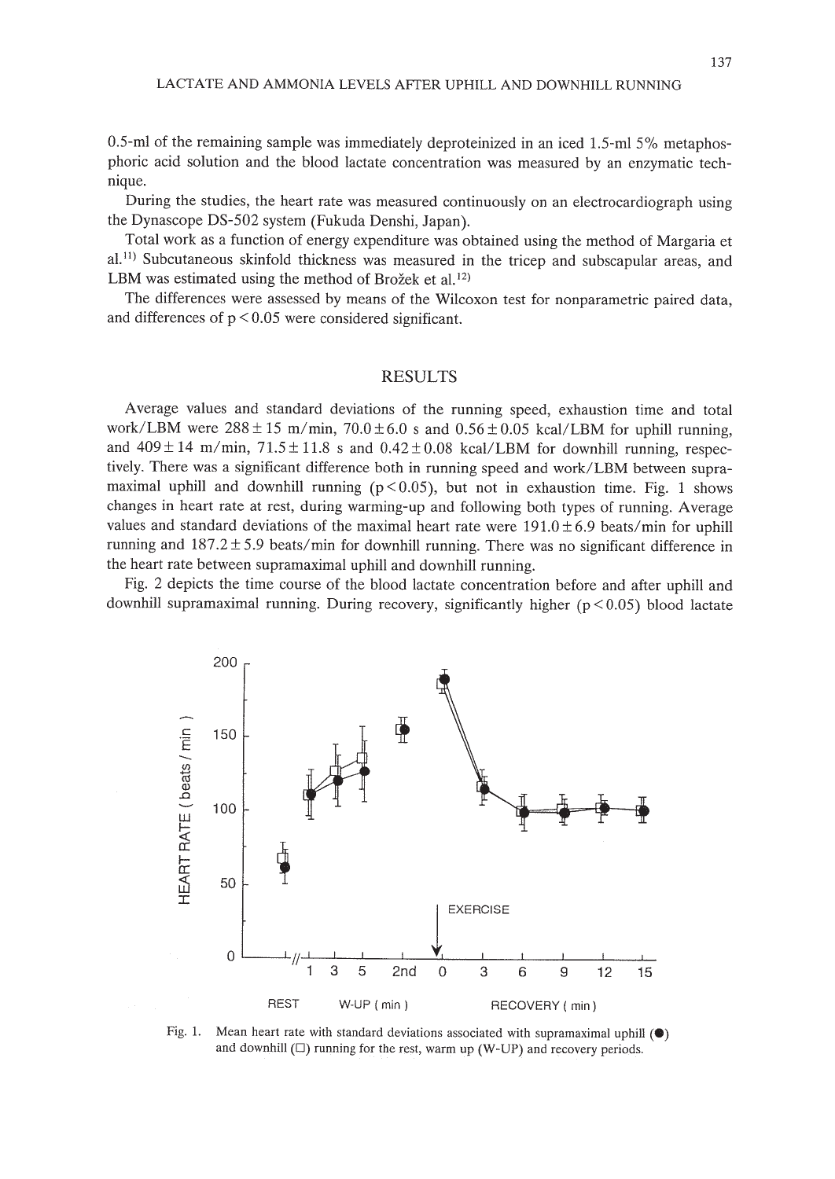0.5-ml of the remaining sample was immediately deproteinized in an iced 1.5-ml 5% metaphosphoric acid solution and the blood lactate concentration was measured by an enzymatic technique.

During the studies, the heart rate was measured continuously on an electrocardiograph using the Dynascope DS-502 system (Fukuda Denshi, Japan).

Total work as a function of energy expenditure was obtained using the method of Margaria et al.[11] Subcutaneous skinfold thickness was measured in the tricep and subscapular areas, and LBM was estimated using the method of Brožek et al.[12]

The differences were assessed by means of the Wilcoxon test for nonparametric paired data, and differences of $p < 0.05$ were considered significant.

## RESULTS

Average values and standard deviations of the running speed, exhaustion time and total work/LBM were $288 \pm 15$ m/min, $70.0 \pm 6.0$ s and $0.56 \pm 0.05$ kcal/LBM for uphill running, and $409 \pm 14$ m/min, $71.5 \pm 11.8$ s and $0.42 \pm 0.08$ kcal/LBM for downhill running, respectively. There was a significant difference both in running speed and work/LBM between supramaximal uphill and downhill running ($p < 0.05$), but not in exhaustion time. Fig. 1 shows changes in heart rate at rest, during warming-up and following both types of running. Average values and standard deviations of the maximal heart rate were $191.0 \pm 6.9$ beats/min for uphill running and $187.2 \pm 5.9$ beats/min for downhill running. There was no significant difference in the heart rate between supramaximal uphill and downhill running.

Fig. 2 depicts the time course of the blood lactate concentration before and after uphill and downhill supramaximal running. During recovery, significantly higher ($p < 0.05$) blood lactate

Fig. 1. Mean heart rate with standard deviations associated with supramaximal uphill (●) and downhill (□) running for the rest, warm up (W-UP) and recovery periods.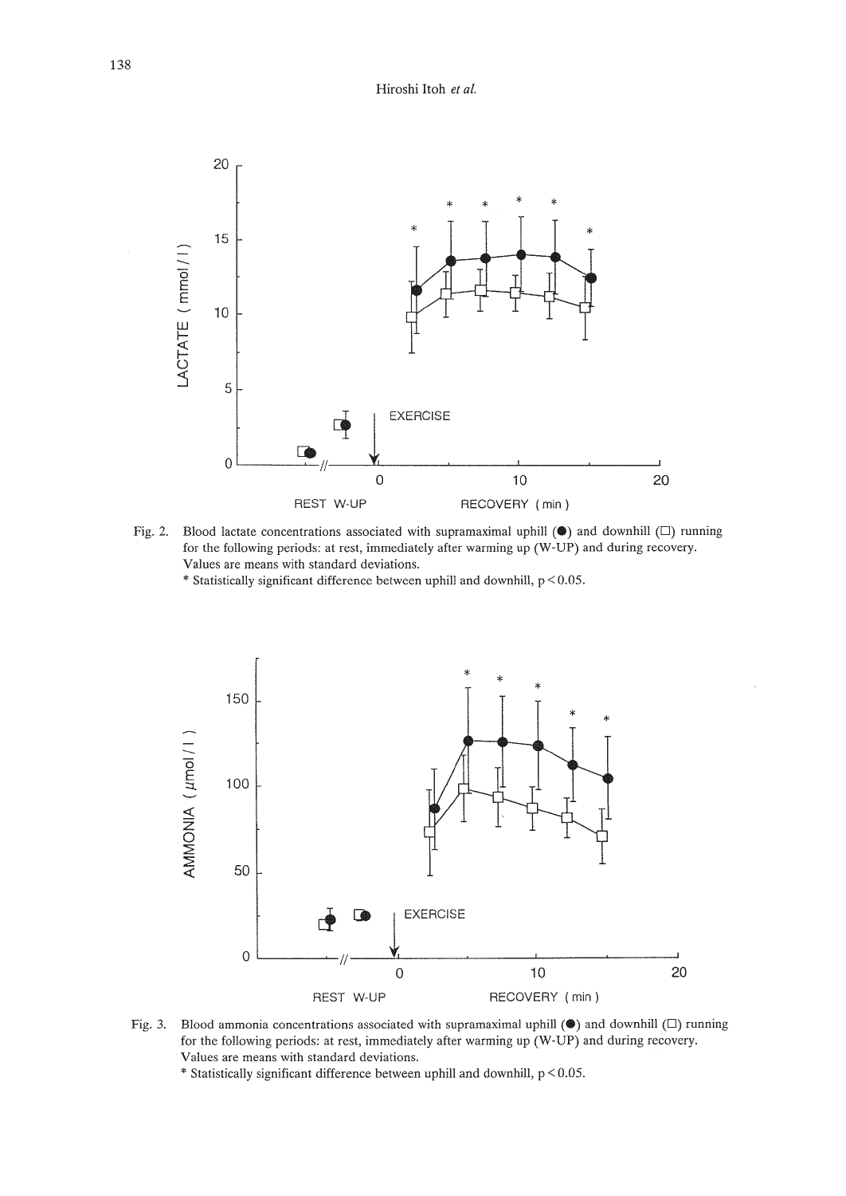Fig. 2. Blood lactate concentrations associated with supramaximal uphill (●) and downhill (□) running for the following periods: at rest, immediately after warming up (W-UP) and during recovery. Values are means with standard deviations.

* Statistically significant difference between uphill and downhill, $p < 0.05$.

Fig. 3. Blood ammonia concentrations associated with supramaximal uphill (●) and downhill (□) running for the following periods: at rest, immediately after warming up (W-UP) and during recovery. Values are means with standard deviations.

* Statistically significant difference between uphill and downhill, $p < 0.05$.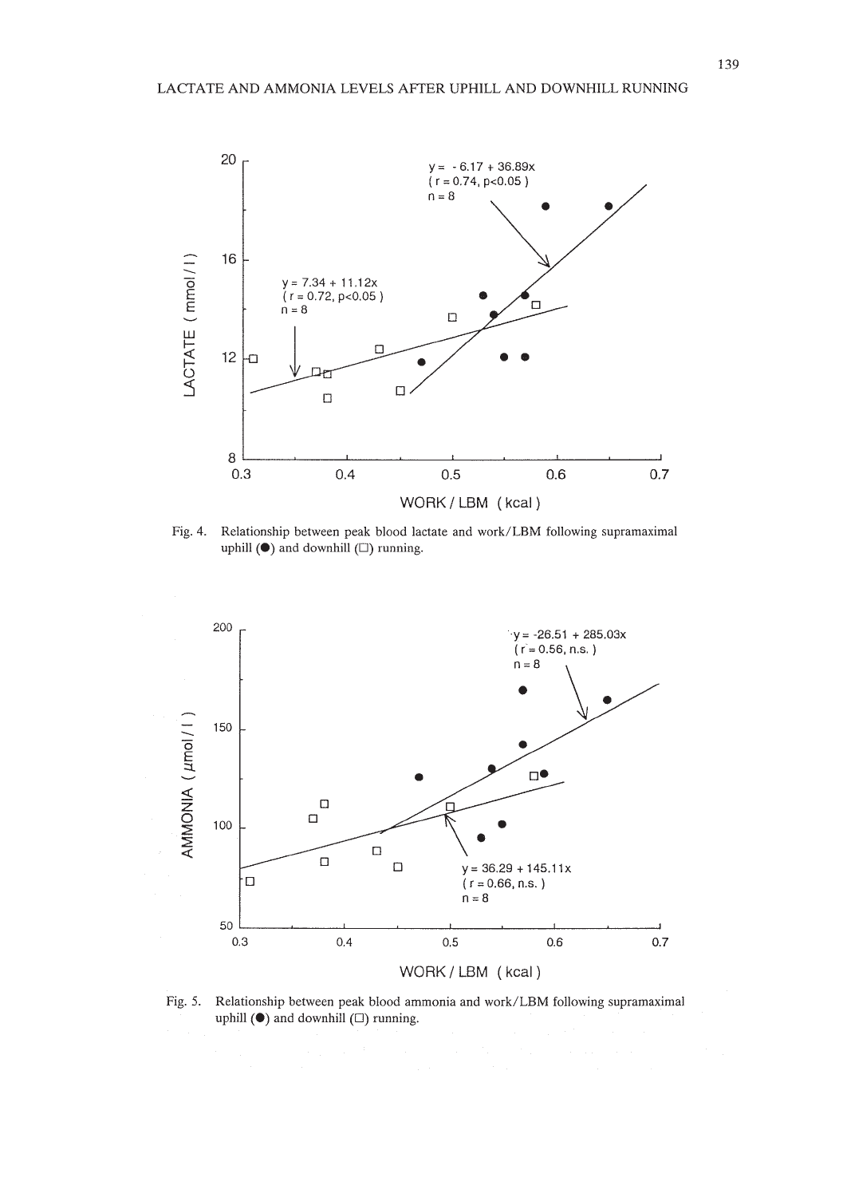Fig. 4. Relationship between peak blood lactate and work/LBM following supramaximal uphill (●) and downhill (□) running.

Fig. 5. Relationship between peak blood ammonia and work/LBM following supramaximal uphill (●) and downhill (□) running.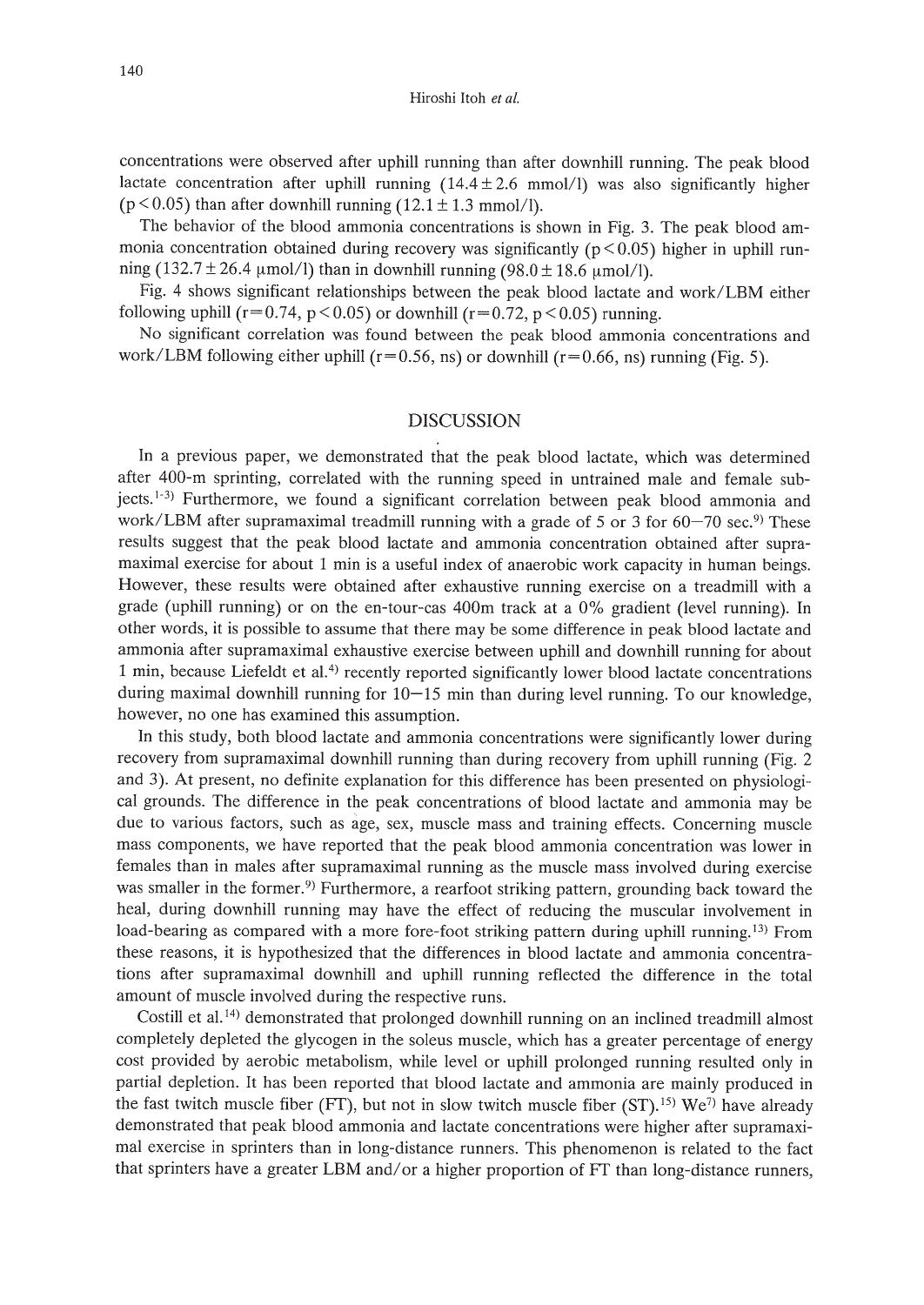concentrations were observed after uphill running than after downhill running. The peak blood lactate concentration after uphill running ($14.4 \pm 2.6$ mmol/l) was also significantly higher ($p < 0.05$) than after downhill running ($12.1 \pm 1.3$ mmol/l).

The behavior of the blood ammonia concentrations is shown in Fig. 3. The peak blood ammonia concentration obtained during recovery was significantly ($p < 0.05$) higher in uphill running ($132.7 \pm 26.4$ μmol/l) than in downhill running ($98.0 \pm 18.6$ μmol/l).

Fig. 4 shows significant relationships between the peak blood lactate and work/LBM either following uphill ($r = 0.74$, $p < 0.05$) or downhill ($r = 0.72$, $p < 0.05$) running.

No significant correlation was found between the peak blood ammonia concentrations and work/LBM following either uphill ($r = 0.56$, ns) or downhill ($r = 0.66$, ns) running (Fig. 5).

## DISCUSSION

In a previous paper, we demonstrated that the peak blood lactate, which was determined after 400-m sprinting, correlated with the running speed in untrained male and female subjects.[1-3] Furthermore, we found a significant correlation between peak blood ammonia and work/LBM after supramaximal treadmill running with a grade of 5 or 3 for 60–70 sec.[9] These results suggest that the peak blood lactate and ammonia concentration obtained after supramaximal exercise for about 1 min is a useful index of anaerobic work capacity in human beings. However, these results were obtained after exhaustive running exercise on a treadmill with a grade (uphill running) or on the en-tour-cas 400m track at a 0% gradient (level running). In other words, it is possible to assume that there may be some difference in peak blood lactate and ammonia after supramaximal exhaustive exercise between uphill and downhill running for about 1 min, because Liefeldt et al.[4] recently reported significantly lower blood lactate concentrations during maximal downhill running for 10–15 min than during level running. To our knowledge, however, no one has examined this assumption.

In this study, both blood lactate and ammonia concentrations were significantly lower during recovery from supramaximal downhill running than during recovery from uphill running (Fig. 2 and 3). At present, no definite explanation for this difference has been presented on physiological grounds. The difference in the peak concentrations of blood lactate and ammonia may be due to various factors, such as age, sex, muscle mass and training effects. Concerning muscle mass components, we have reported that the peak blood ammonia concentration was lower in females than in males after supramaximal running as the muscle mass involved during exercise was smaller in the former.[9] Furthermore, a rearfoot striking pattern, grounding back toward the heal, during downhill running may have the effect of reducing the muscular involvement in load-bearing as compared with a more fore-foot striking pattern during uphill running.[13] From these reasons, it is hypothesized that the differences in blood lactate and ammonia concentrations after supramaximal downhill and uphill running reflected the difference in the total amount of muscle involved during the respective runs.

Costill et al.[14] demonstrated that prolonged downhill running on an inclined treadmill almost completely depleted the glycogen in the soleus muscle, which has a greater percentage of energy cost provided by aerobic metabolism, while level or uphill prolonged running resulted only in partial depletion. It has been reported that blood lactate and ammonia are mainly produced in the fast twitch muscle fiber (FT), but not in slow twitch muscle fiber (ST).[15] We[7] have already demonstrated that peak blood ammonia and lactate concentrations were higher after supramaximal exercise in sprinters than in long-distance runners. This phenomenon is related to the fact that sprinters have a greater LBM and/or a higher proportion of FT than long-distance runners,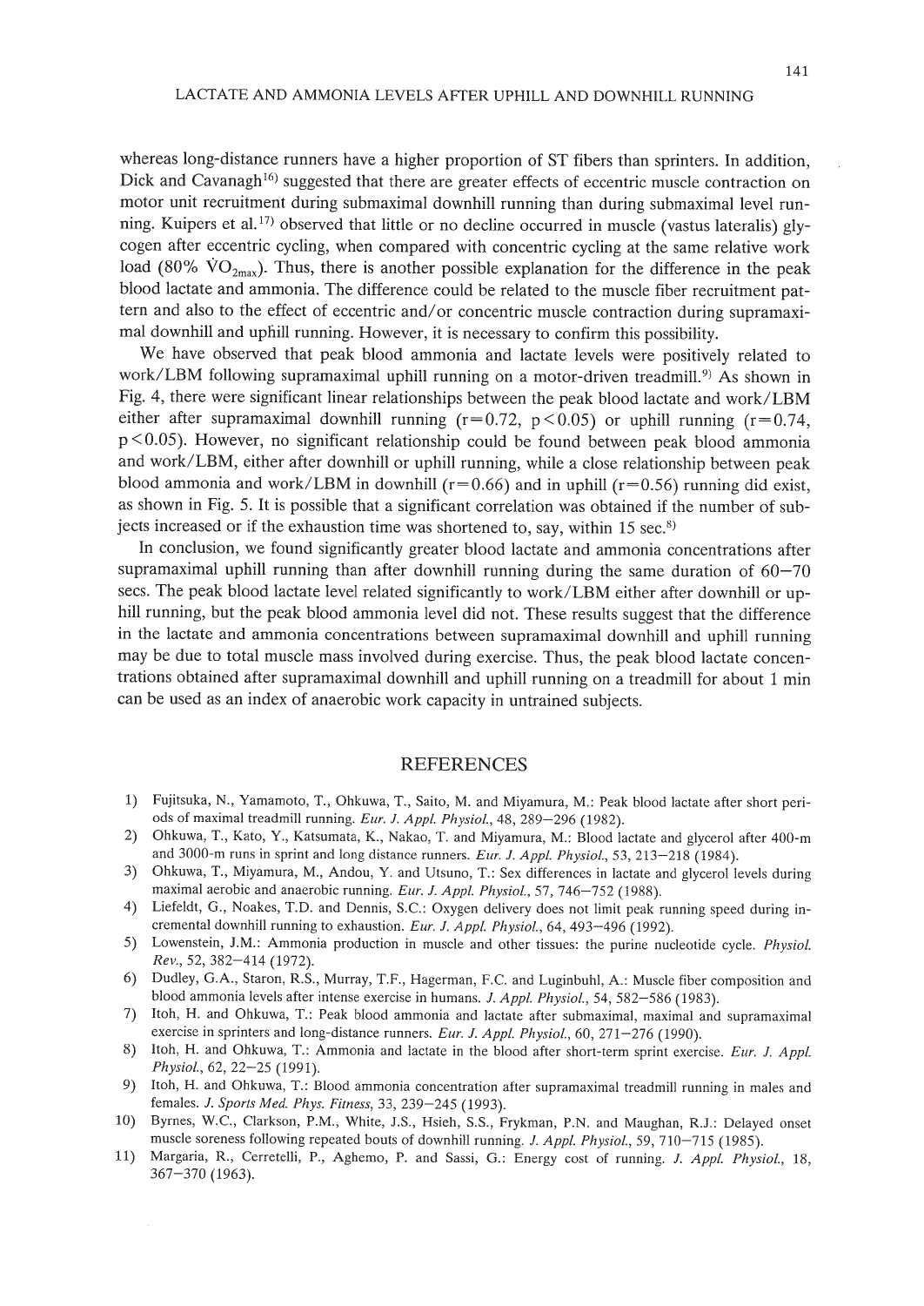whereas long-distance runners have a higher proportion of ST fibers than sprinters. In addition, Dick and Cavanagh[16] suggested that there are greater effects of eccentric muscle contraction on motor unit recruitment during submaximal downhill running than during submaximal level running. Kuipers et al.[17] observed that little or no decline occurred in muscle (vastus lateralis) glycogen after eccentric cycling, when compared with concentric cycling at the same relative work load (80% $\dot{V}O_{2max}$). Thus, there is another possible explanation for the difference in the peak blood lactate and ammonia. The difference could be related to the muscle fiber recruitment pattern and also to the effect of eccentric and/or concentric muscle contraction during supramaximal downhill and uphill running. However, it is necessary to confirm this possibility.

We have observed that peak blood ammonia and lactate levels were positively related to work/LBM following supramaximal uphill running on a motor-driven treadmill.[9] As shown in Fig. 4, there were significant linear relationships between the peak blood lactate and work/LBM either after supramaximal downhill running ($r=0.72$, $p<0.05$) or uphill running ($r=0.74$, $p<0.05$). However, no significant relationship could be found between peak blood ammonia and work/LBM, either after downhill or uphill running, while a close relationship between peak blood ammonia and work/LBM in downhill ($r=0.66$) and in uphill ($r=0.56$) running did exist, as shown in Fig. 5. It is possible that a significant correlation was obtained if the number of subjects increased or if the exhaustion time was shortened to, say, within 15 sec.[8]

In conclusion, we found significantly greater blood lactate and ammonia concentrations after supramaximal uphill running than after downhill running during the same duration of 60–70 secs. The peak blood lactate level related significantly to work/LBM either after downhill or uphill running, but the peak blood ammonia level did not. These results suggest that the difference in the lactate and ammonia concentrations between supramaximal downhill and uphill running may be due to total muscle mass involved during exercise. Thus, the peak blood lactate concentrations obtained after supramaximal downhill and uphill running on a treadmill for about 1 min can be used as an index of anaerobic work capacity in untrained subjects.

## REFERENCES

1) Fujitsuka, N., Yamamoto, T., Ohkuwa, T., Saito, M. and Miyamura, M.: Peak blood lactate after short periods of maximal treadmill running. *Eur. J. Appl. Physiol.*, 48, 289–296 (1982).
2) Ohkuwa, T., Kato, Y., Katsumata, K., Nakao, T. and Miyamura, M.: Blood lactate and glycerol after 400-m and 3000-m runs in sprint and long distance runners. *Eur. J. Appl. Physiol.*, 53, 213–218 (1984).
3) Ohkuwa, T., Miyamura, M., Andou, Y. and Utsuno, T.: Sex differences in lactate and glycerol levels during maximal aerobic and anaerobic running. *Eur. J. Appl. Physiol.*, 57, 746–752 (1988).
4) Liefeldt, G., Noakes, T.D. and Dennis, S.C.: Oxygen delivery does not limit peak running speed during incremental downhill running to exhaustion. *Eur. J. Appl. Physiol.*, 64, 493–496 (1992).
5) Lowenstein, J.M.: Ammonia production in muscle and other tissues: the purine nucleotide cycle. *Physiol. Rev.*, 52, 382–414 (1972).
6) Dudley, G.A., Staron, R.S., Murray, T.F., Hagerman, F.C. and Luginbuhl, A.: Muscle fiber composition and blood ammonia levels after intense exercise in humans. *J. Appl. Physiol.*, 54, 582–586 (1983).
7) Itoh, H. and Ohkuwa, T.: Peak blood ammonia and lactate after submaximal, maximal and supramaximal exercise in sprinters and long-distance runners. *Eur. J. Appl. Physiol.*, 60, 271–276 (1990).
8) Itoh, H. and Ohkuwa, T.: Ammonia and lactate in the blood after short-term sprint exercise. *Eur. J. Appl. Physiol.*, 62, 22–25 (1991).
9) Itoh, H. and Ohkuwa, T.: Blood ammonia concentration after supramaximal treadmill running in males and females. *J. Sports Med. Phys. Fitness*, 33, 239–245 (1993).
10) Byrnes, W.C., Clarkson, P.M., White, J.S., Hsieh, S.S., Frykman, P.N. and Maughan, R.J.: Delayed onset muscle soreness following repeated bouts of downhill running. *J. Appl. Physiol.*, 59, 710–715 (1985).
11) Margaria, R., Cerretelli, P., Aghemo, P. and Sassi, G.: Energy cost of running. *J. Appl. Physiol.*, 18, 367–370 (1963).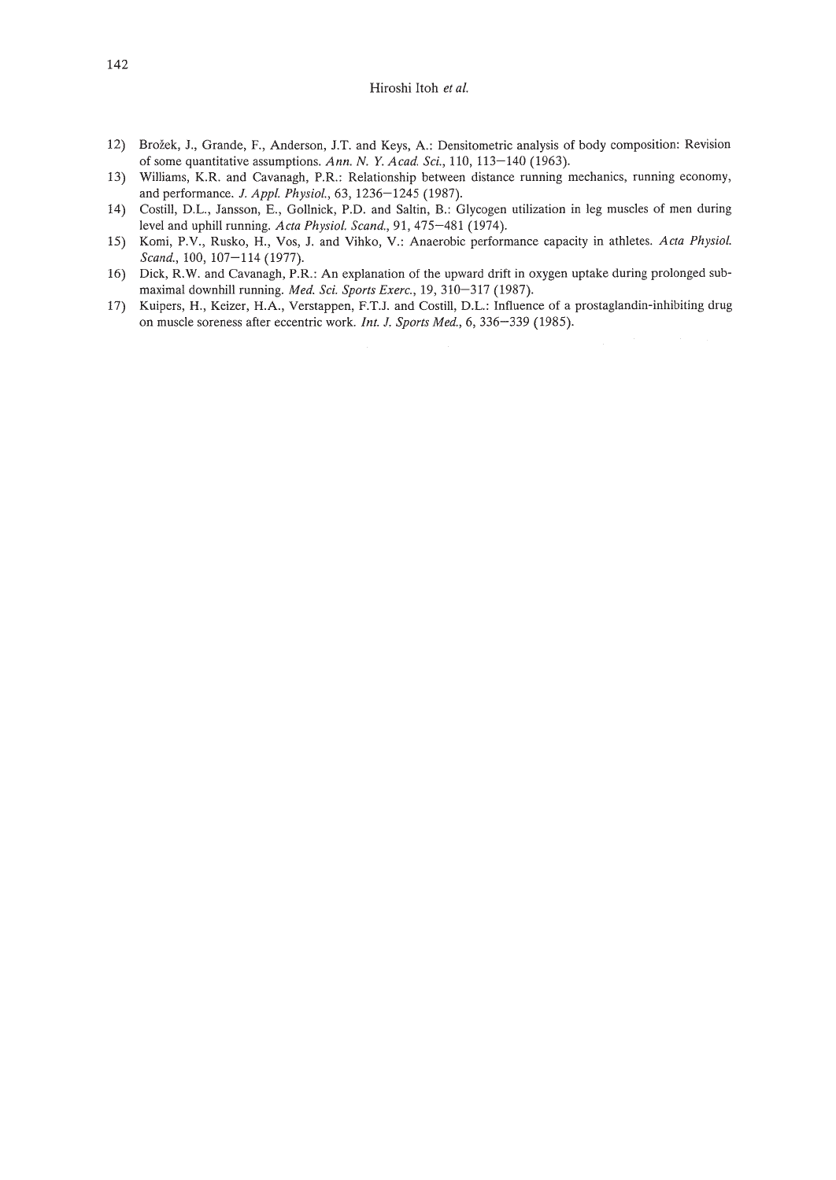12) Brožek, J., Grande, F., Anderson, J.T. and Keys, A.: Densitometric analysis of body composition: Revision of some quantitative assumptions. *Ann. N. Y. Acad. Sci.*, 110, 113–140 (1963).
13) Williams, K.R. and Cavanagh, P.R.: Relationship between distance running mechanics, running economy, and performance. *J. Appl. Physiol.*, 63, 1236–1245 (1987).
14) Costill, D.L., Jansson, E., Gollnick, P.D. and Saltin, B.: Glycogen utilization in leg muscles of men during level and uphill running. *Acta Physiol. Scand.*, 91, 475–481 (1974).
15) Komi, P.V., Rusko, H., Vos, J. and Vihko, V.: Anaerobic performance capacity in athletes. *Acta Physiol. Scand.*, 100, 107–114 (1977).
16) Dick, R.W. and Cavanagh, P.R.: An explanation of the upward drift in oxygen uptake during prolonged sub-maximal downhill running. *Med. Sci. Sports Exerc.*, 19, 310–317 (1987).
17) Kuipers, H., Keizer, H.A., Verstappen, F.T.J. and Costill, D.L.: Influence of a prostaglandin-inhibiting drug on muscle soreness after eccentric work. *Int. J. Sports Med.*, 6, 336–339 (1985).